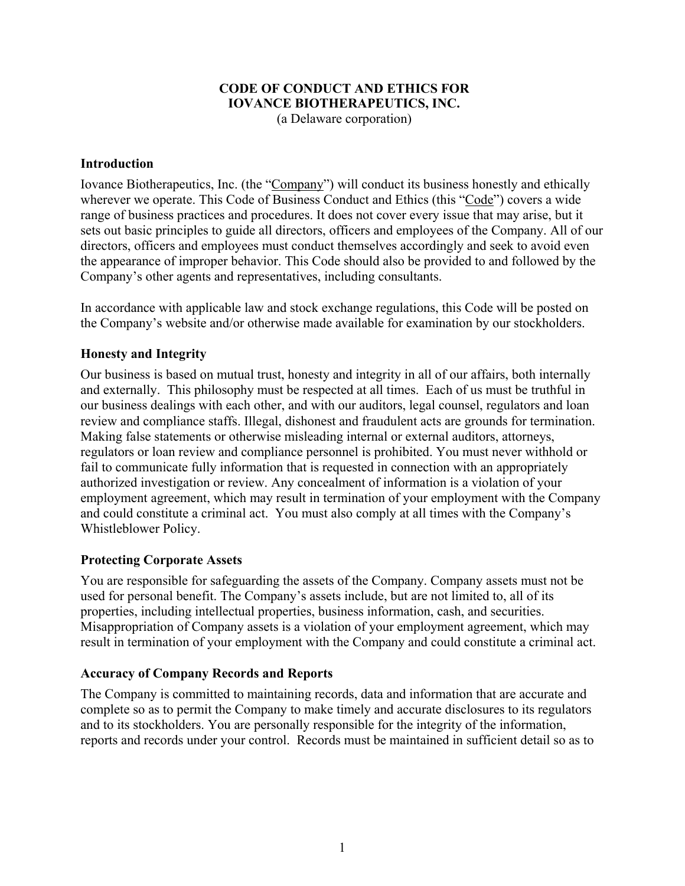**CODE OF CONDUCT AND ETHICS FOR**
**IOVANCE BIOTHERAPEUTICS, INC.**
(a Delaware corporation)

## Introduction

Iovance Biotherapeutics, Inc. (the "Company") will conduct its business honestly and ethically wherever we operate. This Code of Business Conduct and Ethics (this "Code") covers a wide range of business practices and procedures. It does not cover every issue that may arise, but it sets out basic principles to guide all directors, officers and employees of the Company. All of our directors, officers and employees must conduct themselves accordingly and seek to avoid even the appearance of improper behavior. This Code should also be provided to and followed by the Company's other agents and representatives, including consultants.

In accordance with applicable law and stock exchange regulations, this Code will be posted on the Company's website and/or otherwise made available for examination by our stockholders.

## Honesty and Integrity

Our business is based on mutual trust, honesty and integrity in all of our affairs, both internally and externally. This philosophy must be respected at all times. Each of us must be truthful in our business dealings with each other, and with our auditors, legal counsel, regulators and loan review and compliance staffs. Illegal, dishonest and fraudulent acts are grounds for termination. Making false statements or otherwise misleading internal or external auditors, attorneys, regulators or loan review and compliance personnel is prohibited. You must never withhold or fail to communicate fully information that is requested in connection with an appropriately authorized investigation or review. Any concealment of information is a violation of your employment agreement, which may result in termination of your employment with the Company and could constitute a criminal act. You must also comply at all times with the Company's Whistleblower Policy.

## Protecting Corporate Assets

You are responsible for safeguarding the assets of the Company. Company assets must not be used for personal benefit. The Company's assets include, but are not limited to, all of its properties, including intellectual properties, business information, cash, and securities. Misappropriation of Company assets is a violation of your employment agreement, which may result in termination of your employment with the Company and could constitute a criminal act.

## Accuracy of Company Records and Reports

The Company is committed to maintaining records, data and information that are accurate and complete so as to permit the Company to make timely and accurate disclosures to its regulators and to its stockholders. You are personally responsible for the integrity of the information, reports and records under your control. Records must be maintained in sufficient detail so as to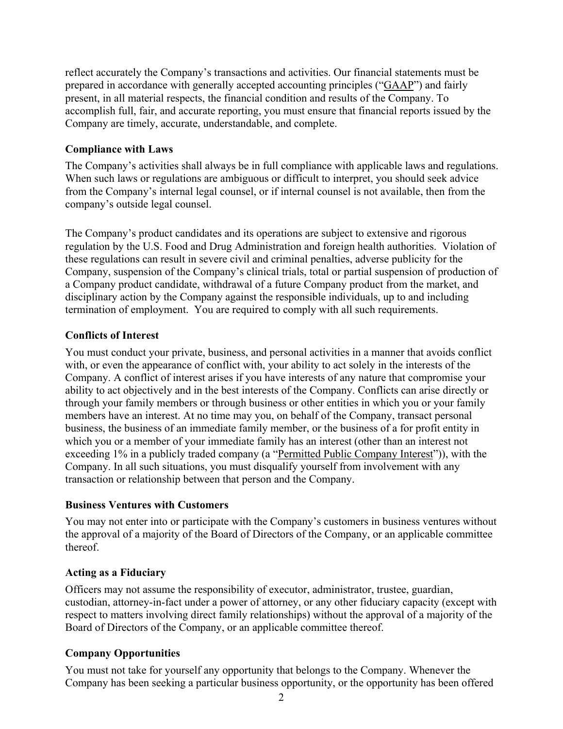reflect accurately the Company's transactions and activities. Our financial statements must be prepared in accordance with generally accepted accounting principles ("GAAP") and fairly present, in all material respects, the financial condition and results of the Company. To accomplish full, fair, and accurate reporting, you must ensure that financial reports issued by the Company are timely, accurate, understandable, and complete.

### Compliance with Laws

The Company's activities shall always be in full compliance with applicable laws and regulations. When such laws or regulations are ambiguous or difficult to interpret, you should seek advice from the Company's internal legal counsel, or if internal counsel is not available, then from the company's outside legal counsel.

The Company's product candidates and its operations are subject to extensive and rigorous regulation by the U.S. Food and Drug Administration and foreign health authorities. Violation of these regulations can result in severe civil and criminal penalties, adverse publicity for the Company, suspension of the Company's clinical trials, total or partial suspension of production of a Company product candidate, withdrawal of a future Company product from the market, and disciplinary action by the Company against the responsible individuals, up to and including termination of employment. You are required to comply with all such requirements.

### Conflicts of Interest

You must conduct your private, business, and personal activities in a manner that avoids conflict with, or even the appearance of conflict with, your ability to act solely in the interests of the Company. A conflict of interest arises if you have interests of any nature that compromise your ability to act objectively and in the best interests of the Company. Conflicts can arise directly or through your family members or through business or other entities in which you or your family members have an interest. At no time may you, on behalf of the Company, transact personal business, the business of an immediate family member, or the business of a for profit entity in which you or a member of your immediate family has an interest (other than an interest not exceeding 1% in a publicly traded company (a "Permitted Public Company Interest")), with the Company. In all such situations, you must disqualify yourself from involvement with any transaction or relationship between that person and the Company.

### Business Ventures with Customers

You may not enter into or participate with the Company's customers in business ventures without the approval of a majority of the Board of Directors of the Company, or an applicable committee thereof.

### Acting as a Fiduciary

Officers may not assume the responsibility of executor, administrator, trustee, guardian, custodian, attorney-in-fact under a power of attorney, or any other fiduciary capacity (except with respect to matters involving direct family relationships) without the approval of a majority of the Board of Directors of the Company, or an applicable committee thereof.

### Company Opportunities

You must not take for yourself any opportunity that belongs to the Company. Whenever the Company has been seeking a particular business opportunity, or the opportunity has been offered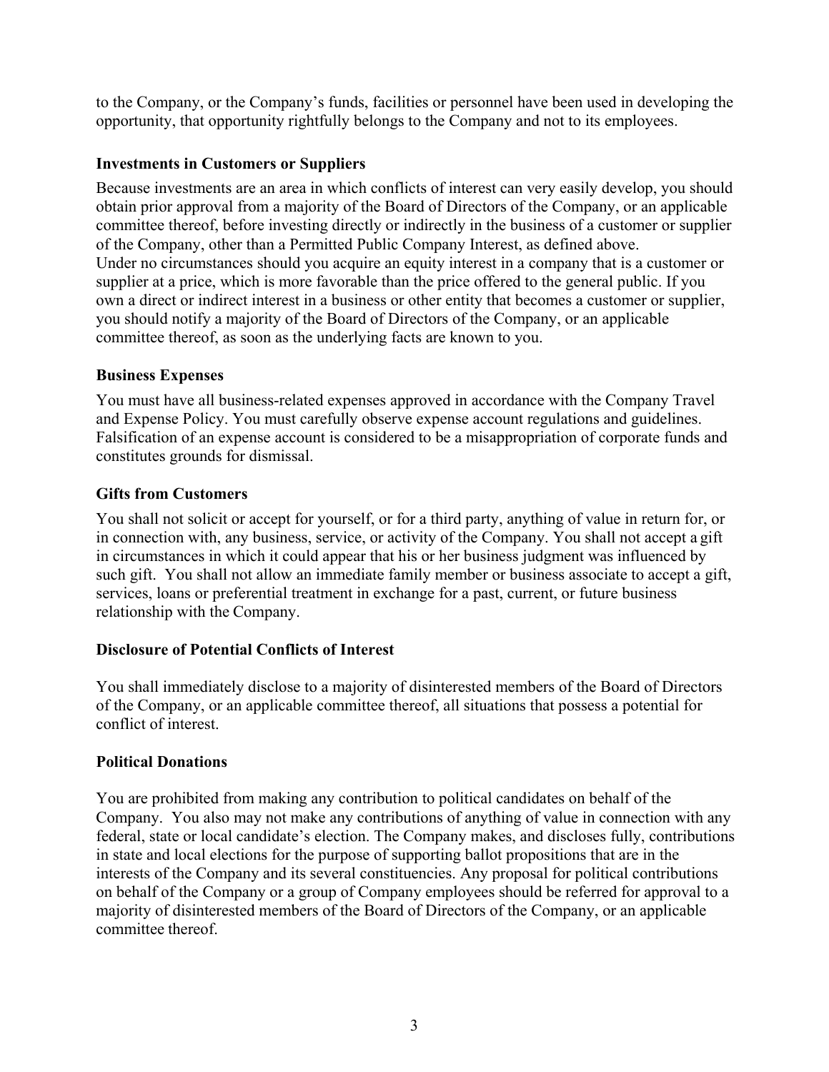to the Company, or the Company's funds, facilities or personnel have been used in developing the opportunity, that opportunity rightfully belongs to the Company and not to its employees.

### Investments in Customers or Suppliers

Because investments are an area in which conflicts of interest can very easily develop, you should obtain prior approval from a majority of the Board of Directors of the Company, or an applicable committee thereof, before investing directly or indirectly in the business of a customer or supplier of the Company, other than a Permitted Public Company Interest, as defined above.
Under no circumstances should you acquire an equity interest in a company that is a customer or supplier at a price, which is more favorable than the price offered to the general public. If you own a direct or indirect interest in a business or other entity that becomes a customer or supplier, you should notify a majority of the Board of Directors of the Company, or an applicable committee thereof, as soon as the underlying facts are known to you.

### Business Expenses

You must have all business-related expenses approved in accordance with the Company Travel and Expense Policy. You must carefully observe expense account regulations and guidelines. Falsification of an expense account is considered to be a misappropriation of corporate funds and constitutes grounds for dismissal.

### Gifts from Customers

You shall not solicit or accept for yourself, or for a third party, anything of value in return for, or in connection with, any business, service, or activity of the Company. You shall not accept a gift in circumstances in which it could appear that his or her business judgment was influenced by such gift. You shall not allow an immediate family member or business associate to accept a gift, services, loans or preferential treatment in exchange for a past, current, or future business relationship with the Company.

### Disclosure of Potential Conflicts of Interest

You shall immediately disclose to a majority of disinterested members of the Board of Directors of the Company, or an applicable committee thereof, all situations that possess a potential for conflict of interest.

### Political Donations

You are prohibited from making any contribution to political candidates on behalf of the Company. You also may not make any contributions of anything of value in connection with any federal, state or local candidate's election. The Company makes, and discloses fully, contributions in state and local elections for the purpose of supporting ballot propositions that are in the interests of the Company and its several constituencies. Any proposal for political contributions on behalf of the Company or a group of Company employees should be referred for approval to a majority of disinterested members of the Board of Directors of the Company, or an applicable committee thereof.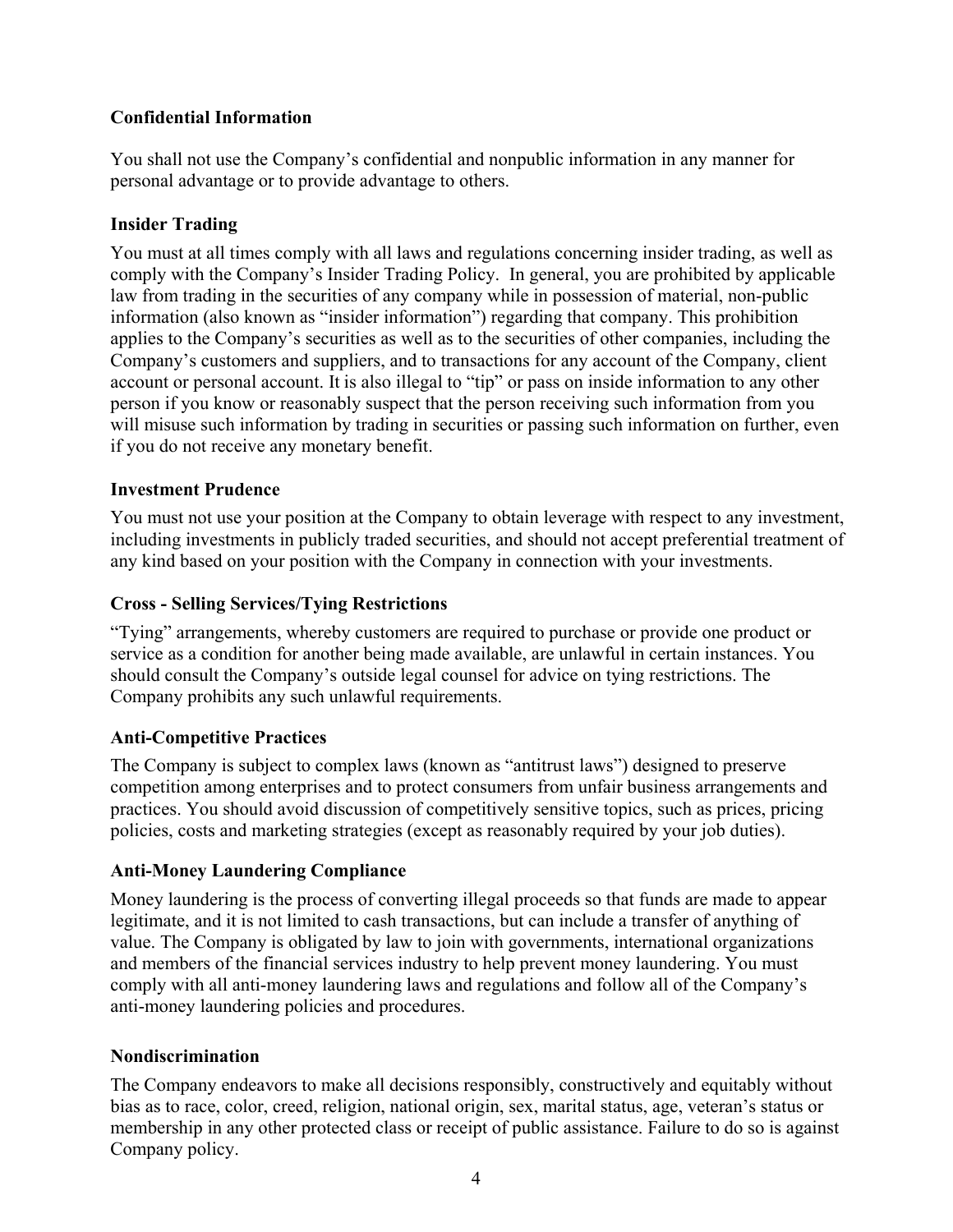**Confidential Information**

You shall not use the Company's confidential and nonpublic information in any manner for personal advantage or to provide advantage to others.

**Insider Trading**

You must at all times comply with all laws and regulations concerning insider trading, as well as comply with the Company's Insider Trading Policy. In general, you are prohibited by applicable law from trading in the securities of any company while in possession of material, non-public information (also known as "insider information") regarding that company. This prohibition applies to the Company's securities as well as to the securities of other companies, including the Company's customers and suppliers, and to transactions for any account of the Company, client account or personal account. It is also illegal to "tip" or pass on inside information to any other person if you know or reasonably suspect that the person receiving such information from you will misuse such information by trading in securities or passing such information on further, even if you do not receive any monetary benefit.

**Investment Prudence**

You must not use your position at the Company to obtain leverage with respect to any investment, including investments in publicly traded securities, and should not accept preferential treatment of any kind based on your position with the Company in connection with your investments.

**Cross - Selling Services/Tying Restrictions**

"Tying" arrangements, whereby customers are required to purchase or provide one product or service as a condition for another being made available, are unlawful in certain instances. You should consult the Company's outside legal counsel for advice on tying restrictions. The Company prohibits any such unlawful requirements.

**Anti-Competitive Practices**

The Company is subject to complex laws (known as "antitrust laws") designed to preserve competition among enterprises and to protect consumers from unfair business arrangements and practices. You should avoid discussion of competitively sensitive topics, such as prices, pricing policies, costs and marketing strategies (except as reasonably required by your job duties).

**Anti-Money Laundering Compliance**

Money laundering is the process of converting illegal proceeds so that funds are made to appear legitimate, and it is not limited to cash transactions, but can include a transfer of anything of value. The Company is obligated by law to join with governments, international organizations and members of the financial services industry to help prevent money laundering. You must comply with all anti-money laundering laws and regulations and follow all of the Company's anti-money laundering policies and procedures.

**Nondiscrimination**

The Company endeavors to make all decisions responsibly, constructively and equitably without bias as to race, color, creed, religion, national origin, sex, marital status, age, veteran's status or membership in any other protected class or receipt of public assistance. Failure to do so is against Company policy.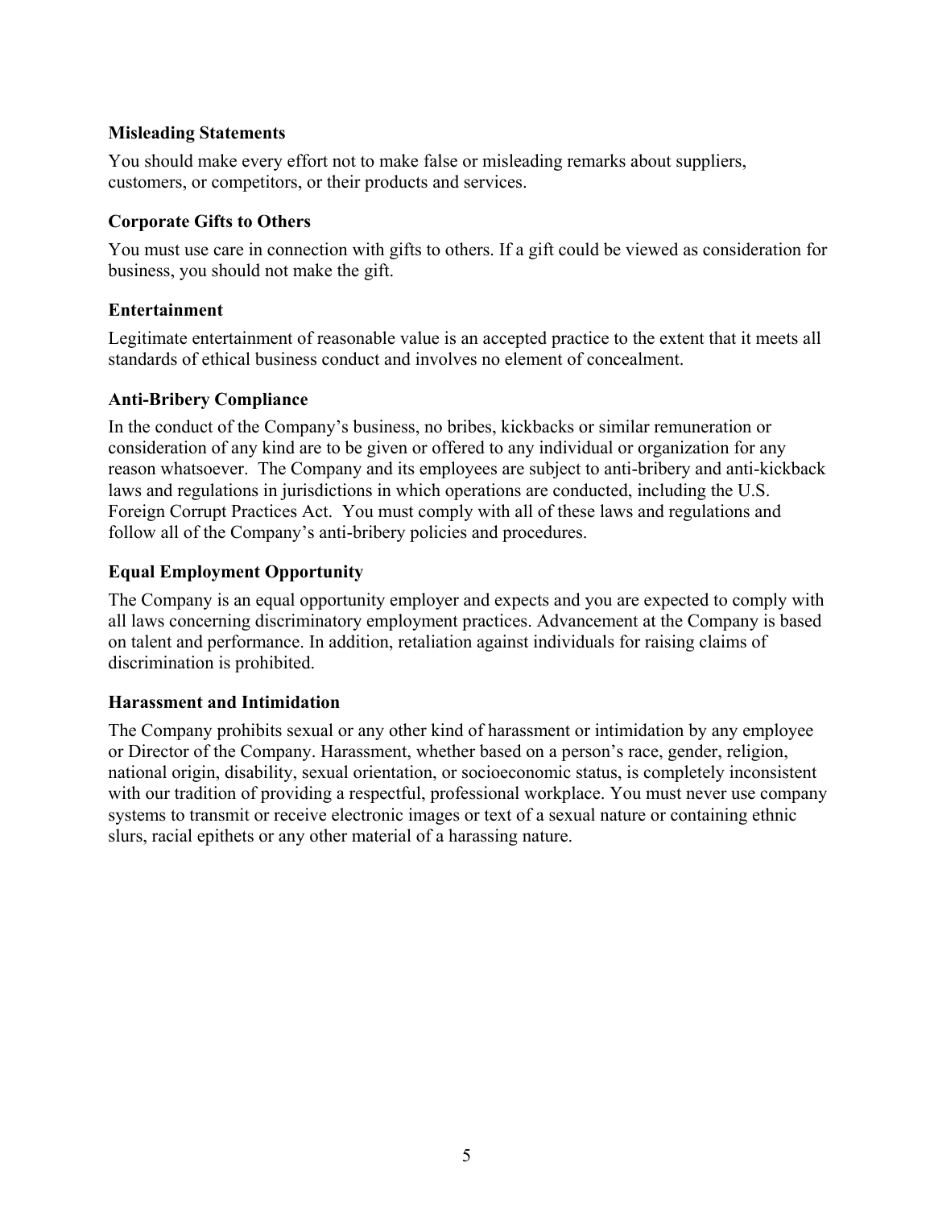### Misleading Statements

You should make every effort not to make false or misleading remarks about suppliers, customers, or competitors, or their products and services.

### Corporate Gifts to Others

You must use care in connection with gifts to others. If a gift could be viewed as consideration for business, you should not make the gift.

### Entertainment

Legitimate entertainment of reasonable value is an accepted practice to the extent that it meets all standards of ethical business conduct and involves no element of concealment.

### Anti-Bribery Compliance

In the conduct of the Company's business, no bribes, kickbacks or similar remuneration or consideration of any kind are to be given or offered to any individual or organization for any reason whatsoever. The Company and its employees are subject to anti-bribery and anti-kickback laws and regulations in jurisdictions in which operations are conducted, including the U.S. Foreign Corrupt Practices Act. You must comply with all of these laws and regulations and follow all of the Company's anti-bribery policies and procedures.

### Equal Employment Opportunity

The Company is an equal opportunity employer and expects and you are expected to comply with all laws concerning discriminatory employment practices. Advancement at the Company is based on talent and performance. In addition, retaliation against individuals for raising claims of discrimination is prohibited.

### Harassment and Intimidation

The Company prohibits sexual or any other kind of harassment or intimidation by any employee or Director of the Company. Harassment, whether based on a person's race, gender, religion, national origin, disability, sexual orientation, or socioeconomic status, is completely inconsistent with our tradition of providing a respectful, professional workplace. You must never use company systems to transmit or receive electronic images or text of a sexual nature or containing ethnic slurs, racial epithets or any other material of a harassing nature.